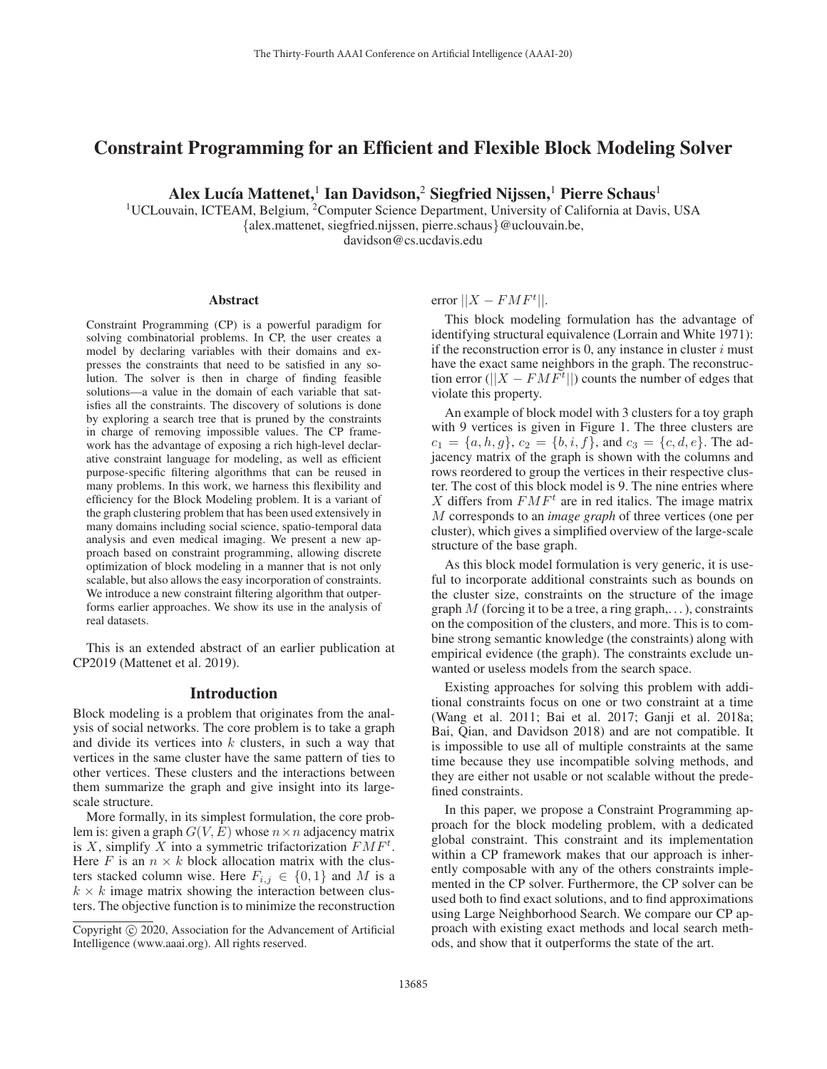# Constraint Programming for an Efficient and Flexible Block Modeling Solver

**Alex Lucía Mattenet,[1] Ian Davidson,[2] Siegfried Nijssen,[1] Pierre Schaus[1]**

[1]UCLouvain, ICTEAM, Belgium, [2]Computer Science Department, University of California at Davis, USA
{alex.mattenet, siegfried.nijssen, pierre.schaus}@uclouvain.be,
davidson@cs.ucdavis.edu

## Abstract

Constraint Programming (CP) is a powerful paradigm for solving combinatorial problems. In CP, the user creates a model by declaring variables with their domains and expresses the constraints that need to be satisfied in any solution. The solver is then in charge of finding feasible solutions—a value in the domain of each variable that satisfies all the constraints. The discovery of solutions is done by exploring a search tree that is pruned by the constraints in charge of removing impossible values. The CP framework has the advantage of exposing a rich high-level declarative constraint language for modeling, as well as efficient purpose-specific filtering algorithms that can be reused in many problems. In this work, we harness this flexibility and efficiency for the Block Modeling problem. It is a variant of the graph clustering problem that has been used extensively in many domains including social science, spatio-temporal data analysis and even medical imaging. We present a new approach based on constraint programming, allowing discrete optimization of block modeling in a manner that is not only scalable, but also allows the easy incorporation of constraints. We introduce a new constraint filtering algorithm that outperforms earlier approaches. We show its use in the analysis of real datasets.

This is an extended abstract of an earlier publication at CP2019 (Mattenet et al. 2019).

## Introduction

Block modeling is a problem that originates from the analysis of social networks. The core problem is to take a graph and divide its vertices into $k$ clusters, in such a way that vertices in the same cluster have the same pattern of ties to other vertices. These clusters and the interactions between them summarize the graph and give insight into its large-scale structure.

More formally, in its simplest formulation, the core problem is: given a graph $G(V, E)$ whose $n \times n$ adjacency matrix is $X$, simplify $X$ into a symmetric trifactorization $FMF^t$. Here $F$ is an $n \times k$ block allocation matrix with the clusters stacked column wise. Here $F_{i,j} \in \{0, 1\}$ and $M$ is a $k \times k$ image matrix showing the interaction between clusters. The objective function is to minimize the reconstruction error $||X - FMF^t||$.

This block modeling formulation has the advantage of identifying structural equivalence (Lorrain and White 1971): if the reconstruction error is 0, any instance in cluster $i$ must have the exact same neighbors in the graph. The reconstruction error ($||X - FMF^t||$) counts the number of edges that violate this property.

An example of block model with 3 clusters for a toy graph with 9 vertices is given in Figure 1. The three clusters are $c_1 = \{a, h, g\}$, $c_2 = \{b, i, f\}$, and $c_3 = \{c, d, e\}$. The adjacency matrix of the graph is shown with the columns and rows reordered to group the vertices in their respective cluster. The cost of this block model is 9. The nine entries where $X$ differs from $FMF^t$ are in red italics. The image matrix $M$ corresponds to an *image graph* of three vertices (one per cluster), which gives a simplified overview of the large-scale structure of the base graph.

As this block model formulation is very generic, it is useful to incorporate additional constraints such as bounds on the cluster size, constraints on the structure of the image graph $M$ (forcing it to be a tree, a ring graph,. . . ), constraints on the composition of the clusters, and more. This is to combine strong semantic knowledge (the constraints) along with empirical evidence (the graph). The constraints exclude unwanted or useless models from the search space.

Existing approaches for solving this problem with additional constraints focus on one or two constraint at a time (Wang et al. 2011; Bai et al. 2017; Ganji et al. 2018a; Bai, Qian, and Davidson 2018) and are not compatible. It is impossible to use all of multiple constraints at the same time because they use incompatible solving methods, and they are either not usable or not scalable without the predefined constraints.

In this paper, we propose a Constraint Programming approach for the block modeling problem, with a dedicated global constraint. This constraint and its implementation within a CP framework makes that our approach is inherently composable with any of the others constraints implemented in the CP solver. Furthermore, the CP solver can be used both to find exact solutions, and to find approximations using Large Neighborhood Search. We compare our CP approach with existing exact methods and local search methods, and show that it outperforms the state of the art.

Copyright © 2020, Association for the Advancement of Artificial Intelligence (www.aaai.org). All rights reserved.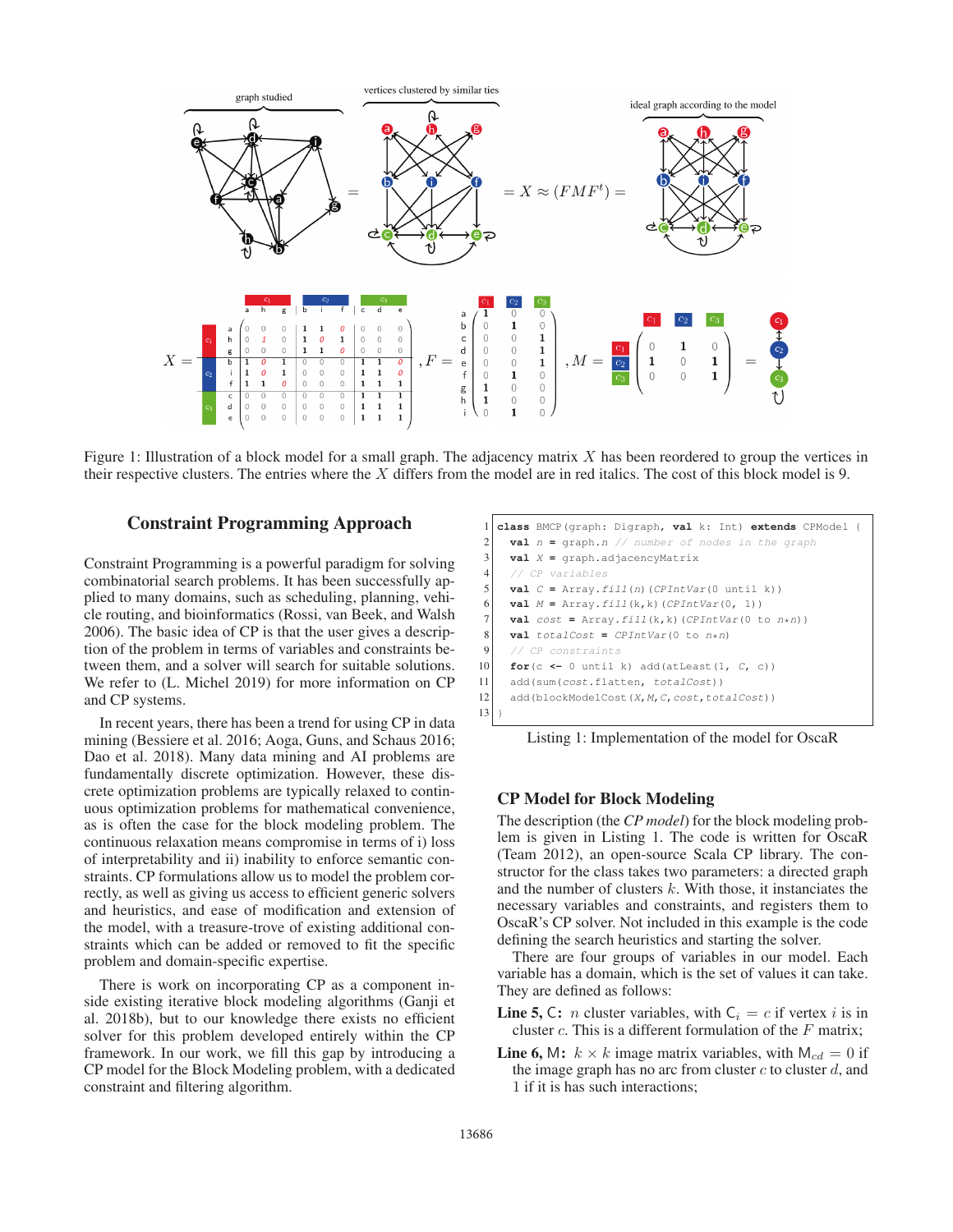Figure 1: Illustration of a block model for a small graph. The adjacency matrix $X$ has been reordered to group the vertices in their respective clusters. The entries where the $X$ differs from the model are in red italics. The cost of this block model is 9.

## Constraint Programming Approach

Constraint Programming is a powerful paradigm for solving combinatorial search problems. It has been successfully applied to many domains, such as scheduling, planning, vehicle routing, and bioinformatics (Rossi, van Beek, and Walsh 2006). The basic idea of CP is that the user gives a description of the problem in terms of variables and constraints between them, and a solver will search for suitable solutions. We refer to (L. Michel 2019) for more information on CP and CP systems.

In recent years, there has been a trend for using CP in data mining (Bessiere et al. 2016; Aoga, Guns, and Schaus 2016; Dao et al. 2018). Many data mining and AI problems are fundamentally discrete optimization. However, these discrete optimization problems are typically relaxed to continuous optimization problems for mathematical convenience, as is often the case for the block modeling problem. The continuous relaxation means compromise in terms of i) loss of interpretability and ii) inability to enforce semantic constraints. CP formulations allow us to model the problem correctly, as well as giving us access to efficient generic solvers and heuristics, and ease of modification and extension of the model, with a treasure-trove of existing additional constraints which can be added or removed to fit the specific problem and domain-specific expertise.

There is work on incorporating CP as a component inside existing iterative block modeling algorithms (Ganji et al. 2018b), but to our knowledge there exists no efficient solver for this problem developed entirely within the CP framework. In our work, we fill this gap by introducing a CP model for the Block Modeling problem, with a dedicated constraint and filtering algorithm.

```
1  class BMCP(graph: Digraph, val k: Int) extends CPModel {
2    val n = graph.n // number of nodes in the graph
3    val X = graph.adjacencyMatrix
4    // CP variables
5    val C = Array.fill(n)(CPIntVar(0 until k))
6    val M = Array.fill(k,k)(CPIntVar(0, 1))
7    val cost = Array.fill(k,k)(CPIntVar(0 to n*n))
8    val totalCost = CPIntVar(0 to n*n)
9    // CP constraints
10   for(c <- 0 until k) add(atLeast(1, C, c))
11   add(sum(cost.flatten, totalCost))
12   add(blockModelCost(X,M,C,cost,totalCost))
13 }
```

Listing 1: Implementation of the model for OscaR

### CP Model for Block Modeling

The description (the *CP model*) for the block modeling problem is given in Listing 1. The code is written for OscaR (Team 2012), an open-source Scala CP library. The constructor for the class takes two parameters: a directed graph and the number of clusters $k$. With those, it instanciates the necessary variables and constraints, and registers them to OscaR's CP solver. Not included in this example is the code defining the search heuristics and starting the solver.

There are four groups of variables in our model. Each variable has a domain, which is the set of values it can take. They are defined as follows:

**Line 5, C:** $n$ cluster variables, with $\mathsf{C}_i = c$ if vertex $i$ is in cluster $c$. This is a different formulation of the $F$ matrix;

**Line 6, M:** $k \times k$ image matrix variables, with $\mathsf{M}_{cd} = 0$ if the image graph has no arc from cluster $c$ to cluster $d$, and 1 if it is has such interactions;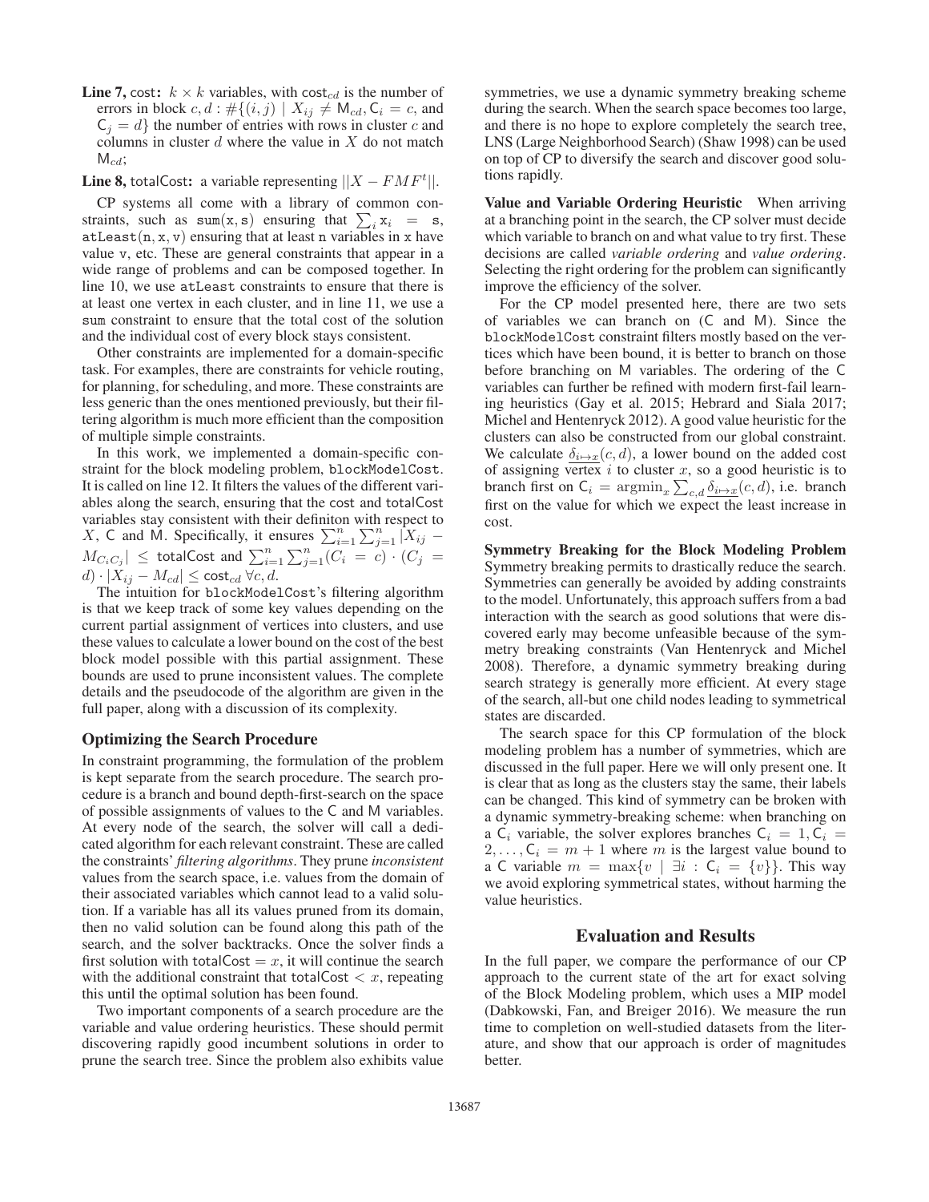**Line 7,** cost**:** $k \times k$ variables, with $\mathsf{cost}_{cd}$ is the number of errors in block $c, d$ : $\#\{(i,j) \mid X_{ij} \neq \mathsf{M}_{cd}, \mathsf{C}_i = c$, and $\mathsf{C}_j = d\}$ the number of entries with rows in cluster $c$ and columns in cluster $d$ where the value in $X$ do not match $\mathsf{M}_{cd}$;

**Line 8,** totalCost**:** a variable representing $||X - FMF^t||$.

CP systems all come with a library of common constraints, such as `sum(x,s)` ensuring that $\sum_i \mathtt{x}_i = \mathtt{s}$, `atLeast(n,x,v)` ensuring that at least `n` variables in `x` have value `v`, etc. These are general constraints that appear in a wide range of problems and can be composed together. In line 10, we use `atLeast` constraints to ensure that there is at least one vertex in each cluster, and in line 11, we use a `sum` constraint to ensure that the total cost of the solution and the individual cost of every block stays consistent.

Other constraints are implemented for a domain-specific task. For examples, there are constraints for vehicle routing, for planning, for scheduling, and more. These constraints are less generic than the ones mentioned previously, but their filtering algorithm is much more efficient than the composition of multiple simple constraints.

In this work, we implemented a domain-specific constraint for the block modeling problem, `blockModelCost`. It is called on line 12. It filters the values of the different variables along the search, ensuring that the cost and totalCost variables stay consistent with their definiton with respect to $X$, $\mathsf{C}$ and $\mathsf{M}$. Specifically, it ensures $\sum_{i=1}^{n}\sum_{j=1}^{n}|X_{ij} - M_{C_i C_j}| \leq \mathsf{totalCost}$ and $\sum_{i=1}^{n}\sum_{j=1}^{n}(C_i = c)\cdot(C_j = d)\cdot|X_{ij} - M_{cd}| \leq \mathsf{cost}_{cd}\ \forall c, d$.

The intuition for `blockModelCost`'s filtering algorithm is that we keep track of some key values depending on the current partial assignment of vertices into clusters, and use these values to calculate a lower bound on the cost of the best block model possible with this partial assignment. These bounds are used to prune inconsistent values. The complete details and the pseudocode of the algorithm are given in the full paper, along with a discussion of its complexity.

## Optimizing the Search Procedure

In constraint programming, the formulation of the problem is kept separate from the search procedure. The search procedure is a branch and bound depth-first-search on the space of possible assignments of values to the $\mathsf{C}$ and $\mathsf{M}$ variables. At every node of the search, the solver will call a dedicated algorithm for each relevant constraint. These are called the constraints' *filtering algorithms*. They prune *inconsistent* values from the search space, i.e. values from the domain of their associated variables which cannot lead to a valid solution. If a variable has all its values pruned from its domain, then no valid solution can be found along this path of the search, and the solver backtracks. Once the solver finds a first solution with $\mathsf{totalCost} = x$, it will continue the search with the additional constraint that $\mathsf{totalCost} < x$, repeating this until the optimal solution has been found.

Two important components of a search procedure are the variable and value ordering heuristics. These should permit discovering rapidly good incumbent solutions in order to prune the search tree. Since the problem also exhibits value symmetries, we use a dynamic symmetry breaking scheme during the search. When the search space becomes too large, and there is no hope to explore completely the search tree, LNS (Large Neighborhood Search) (Shaw 1998) can be used on top of CP to diversify the search and discover good solutions rapidly.

**Value and Variable Ordering Heuristic** When arriving at a branching point in the search, the CP solver must decide which variable to branch on and what value to try first. These decisions are called *variable ordering* and *value ordering*. Selecting the right ordering for the problem can significantly improve the efficiency of the solver.

For the CP model presented here, there are two sets of variables we can branch on ($\mathsf{C}$ and $\mathsf{M}$). Since the `blockModelCost` constraint filters mostly based on the vertices which have been bound, it is better to branch on those before branching on $\mathsf{M}$ variables. The ordering of the $\mathsf{C}$ variables can further be refined with modern first-fail learning heuristics (Gay et al. 2015; Hebrard and Siala 2017; Michel and Hentenryck 2012). A good value heuristic for the clusters can also be constructed from our global constraint. We calculate $\underline{\delta_{i \mapsto x}}(c,d)$, a lower bound on the added cost of assigning vertex $i$ to cluster $x$, so a good heuristic is to branch first on $\mathsf{C}_i = \operatorname{argmin}_x \sum_{c,d} \underline{\delta_{i \mapsto x}}(c,d)$, i.e. branch first on the value for which we expect the least increase in cost.

**Symmetry Breaking for the Block Modeling Problem** Symmetry breaking permits to drastically reduce the search. Symmetries can generally be avoided by adding constraints to the model. Unfortunately, this approach suffers from a bad interaction with the search as good solutions that were discovered early may become unfeasible because of the symmetry breaking constraints (Van Hentenryck and Michel 2008). Therefore, a dynamic symmetry breaking during search strategy is generally more efficient. At every stage of the search, all-but one child nodes leading to symmetrical states are discarded.

The search space for this CP formulation of the block modeling problem has a number of symmetries, which are discussed in the full paper. Here we will only present one. It is clear that as long as the clusters stay the same, their labels can be changed. This kind of symmetry can be broken with a dynamic symmetry-breaking scheme: when branching on a $\mathsf{C}_i$ variable, the solver explores branches $\mathsf{C}_i = 1, \mathsf{C}_i = 2, \ldots, \mathsf{C}_i = m + 1$ where $m$ is the largest value bound to a $\mathsf{C}$ variable $m = \max\{v \mid \exists i : \mathsf{C}_i = \{v\}\}$. This way we avoid exploring symmetrical states, without harming the value heuristics.

## Evaluation and Results

In the full paper, we compare the performance of our CP approach to the current state of the art for exact solving of the Block Modeling problem, which uses a MIP model (Dabkowski, Fan, and Breiger 2016). We measure the run time to completion on well-studied datasets from the literature, and show that our approach is order of magnitudes better.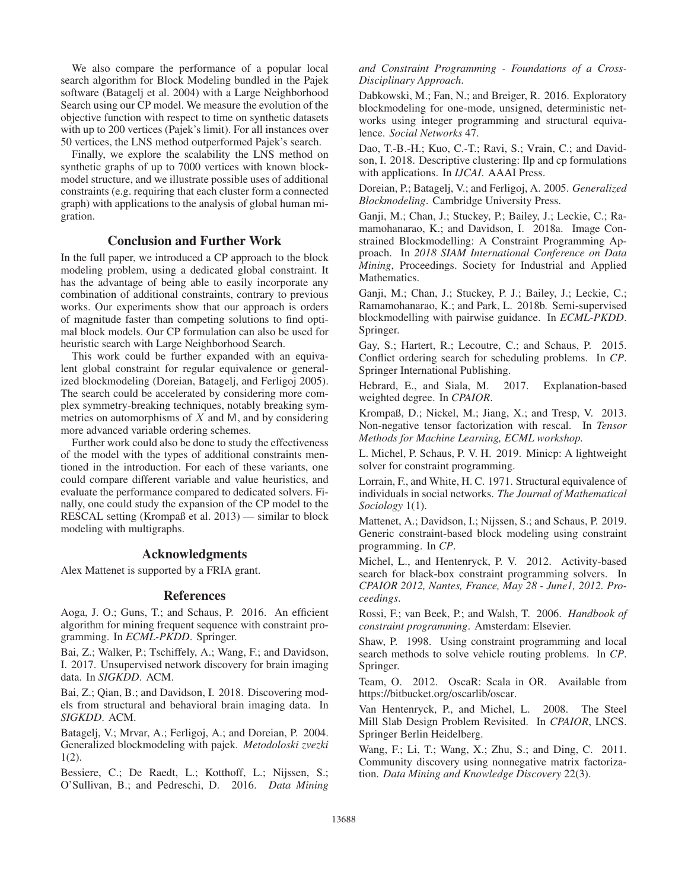We also compare the performance of a popular local search algorithm for Block Modeling bundled in the Pajek software (Batagelj et al. 2004) with a Large Neighborhood Search using our CP model. We measure the evolution of the objective function with respect to time on synthetic datasets with up to 200 vertices (Pajek's limit). For all instances over 50 vertices, the LNS method outperformed Pajek's search.

Finally, we explore the scalability the LNS method on synthetic graphs of up to 7000 vertices with known blockmodel structure, and we illustrate possible uses of additional constraints (e.g. requiring that each cluster form a connected graph) with applications to the analysis of global human migration.

## Conclusion and Further Work

In the full paper, we introduced a CP approach to the block modeling problem, using a dedicated global constraint. It has the advantage of being able to easily incorporate any combination of additional constraints, contrary to previous works. Our experiments show that our approach is orders of magnitude faster than competing solutions to find optimal block models. Our CP formulation can also be used for heuristic search with Large Neighborhood Search.

This work could be further expanded with an equivalent global constraint for regular equivalence or generalized blockmodeling (Doreian, Batagelj, and Ferligoj 2005). The search could be accelerated by considering more complex symmetry-breaking techniques, notably breaking symmetries on automorphisms of $X$ and $\mathsf{M}$, and by considering more advanced variable ordering schemes.

Further work could also be done to study the effectiveness of the model with the types of additional constraints mentioned in the introduction. For each of these variants, one could compare different variable and value heuristics, and evaluate the performance compared to dedicated solvers. Finally, one could study the expansion of the CP model to the RESCAL setting (Krompaß et al. 2013) — similar to block modeling with multigraphs.

## Acknowledgments

Alex Mattenet is supported by a FRIA grant.

## References

Aoga, J. O.; Guns, T.; and Schaus, P. 2016. An efficient algorithm for mining frequent sequence with constraint programming. In *ECML-PKDD*. Springer.

Bai, Z.; Walker, P.; Tschiffely, A.; Wang, F.; and Davidson, I. 2017. Unsupervised network discovery for brain imaging data. In *SIGKDD*. ACM.

Bai, Z.; Qian, B.; and Davidson, I. 2018. Discovering models from structural and behavioral brain imaging data. In *SIGKDD*. ACM.

Batagelj, V.; Mrvar, A.; Ferligoj, A.; and Doreian, P. 2004. Generalized blockmodeling with pajek. *Metodoloski zvezki* 1(2).

Bessiere, C.; De Raedt, L.; Kotthoff, L.; Nijssen, S.; O'Sullivan, B.; and Pedreschi, D. 2016. *Data Mining and Constraint Programming - Foundations of a Cross-Disciplinary Approach*.

Dabkowski, M.; Fan, N.; and Breiger, R. 2016. Exploratory blockmodeling for one-mode, unsigned, deterministic networks using integer programming and structural equivalence. *Social Networks* 47.

Dao, T.-B.-H.; Kuo, C.-T.; Ravi, S.; Vrain, C.; and Davidson, I. 2018. Descriptive clustering: Ilp and cp formulations with applications. In *IJCAI*. AAAI Press.

Doreian, P.; Batagelj, V.; and Ferligoj, A. 2005. *Generalized Blockmodeling*. Cambridge University Press.

Ganji, M.; Chan, J.; Stuckey, P.; Bailey, J.; Leckie, C.; Ramamohanarao, K.; and Davidson, I. 2018a. Image Constrained Blockmodelling: A Constraint Programming Approach. In *2018 SIAM International Conference on Data Mining*, Proceedings. Society for Industrial and Applied Mathematics.

Ganji, M.; Chan, J.; Stuckey, P. J.; Bailey, J.; Leckie, C.; Ramamohanarao, K.; and Park, L. 2018b. Semi-supervised blockmodelling with pairwise guidance. In *ECML-PKDD*. Springer.

Gay, S.; Hartert, R.; Lecoutre, C.; and Schaus, P. 2015. Conflict ordering search for scheduling problems. In *CP*. Springer International Publishing.

Hebrard, E., and Siala, M. 2017. Explanation-based weighted degree. In *CPAIOR*.

Krompaß, D.; Nickel, M.; Jiang, X.; and Tresp, V. 2013. Non-negative tensor factorization with rescal. In *Tensor Methods for Machine Learning, ECML workshop*.

L. Michel, P. Schaus, P. V. H. 2019. Minicp: A lightweight solver for constraint programming.

Lorrain, F., and White, H. C. 1971. Structural equivalence of individuals in social networks. *The Journal of Mathematical Sociology* 1(1).

Mattenet, A.; Davidson, I.; Nijssen, S.; and Schaus, P. 2019. Generic constraint-based block modeling using constraint programming. In *CP*.

Michel, L., and Hentenryck, P. V. 2012. Activity-based search for black-box constraint programming solvers. In *CPAIOR 2012, Nantes, France, May 28 - June1, 2012. Proceedings*.

Rossi, F.; van Beek, P.; and Walsh, T. 2006. *Handbook of constraint programming*. Amsterdam: Elsevier.

Shaw, P. 1998. Using constraint programming and local search methods to solve vehicle routing problems. In *CP*. Springer.

Team, O. 2012. OscaR: Scala in OR. Available from https://bitbucket.org/oscarlib/oscar.

Van Hentenryck, P., and Michel, L. 2008. The Steel Mill Slab Design Problem Revisited. In *CPAIOR*, LNCS. Springer Berlin Heidelberg.

Wang, F.; Li, T.; Wang, X.; Zhu, S.; and Ding, C. 2011. Community discovery using nonnegative matrix factorization. *Data Mining and Knowledge Discovery* 22(3).